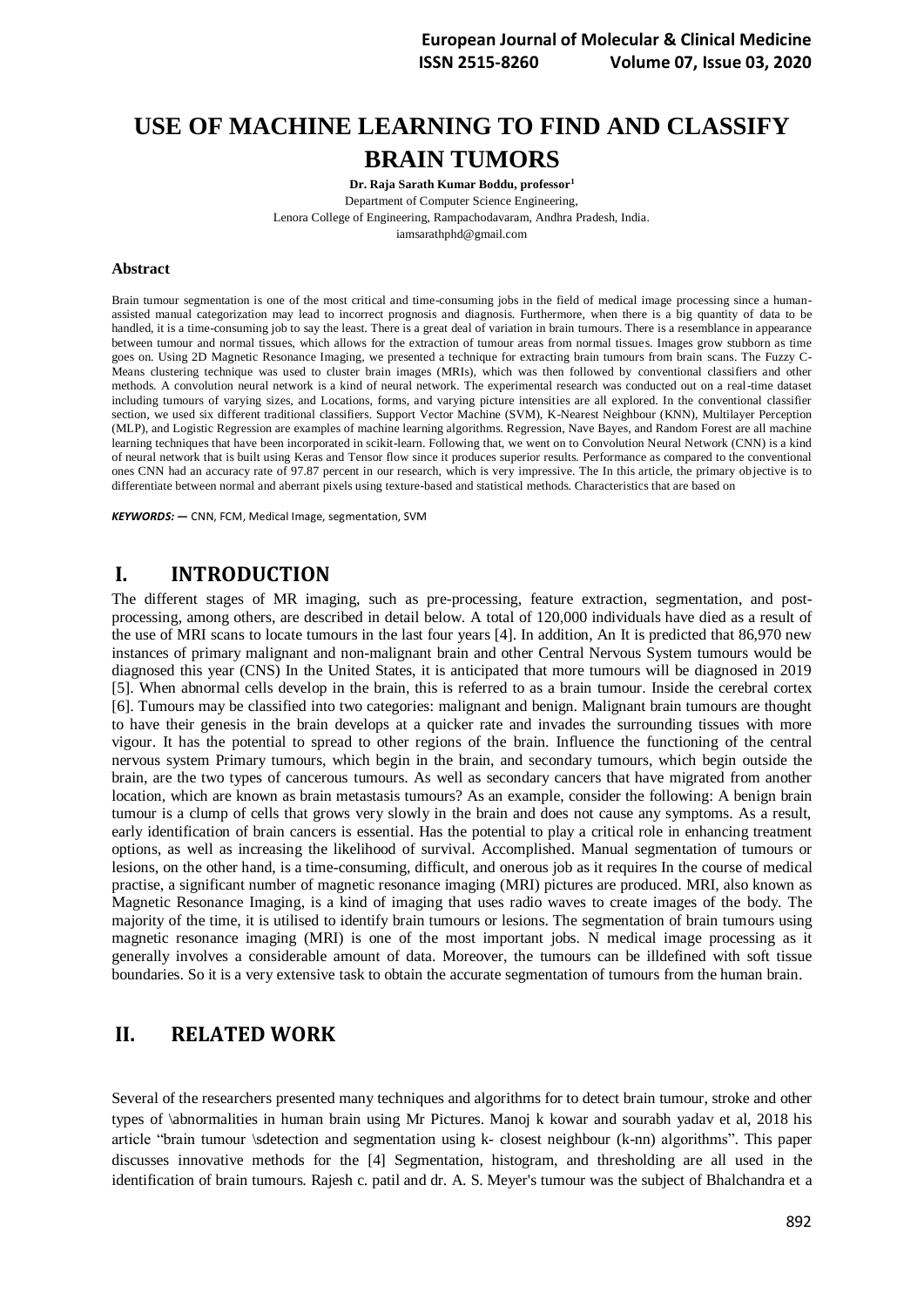# USE OF MACHINE LEARNING TO FIND AND CLASSIFY BRAIN TUMORS

**Dr. Raja Sarath Kumar Boddu, professor[1]**

Department of Computer Science Engineering,
Lenora College of Engineering, Rampachodavaram, Andhra Pradesh, India.
iamsarathphd@gmail.com

### Abstract

Brain tumour segmentation is one of the most critical and time-consuming jobs in the field of medical image processing since a human-assisted manual categorization may lead to incorrect prognosis and diagnosis. Furthermore, when there is a big quantity of data to be handled, it is a time-consuming job to say the least. There is a great deal of variation in brain tumours. There is a resemblance in appearance between tumour and normal tissues, which allows for the extraction of tumour areas from normal tissues. Images grow stubborn as time goes on. Using 2D Magnetic Resonance Imaging, we presented a technique for extracting brain tumours from brain scans. The Fuzzy C-Means clustering technique was used to cluster brain images (MRIs), which was then followed by conventional classifiers and other methods. A convolution neural network is a kind of neural network. The experimental research was conducted out on a real-time dataset including tumours of varying sizes, and Locations, forms, and varying picture intensities are all explored. In the conventional classifier section, we used six different traditional classifiers. Support Vector Machine (SVM), K-Nearest Neighbour (KNN), Multilayer Perception (MLP), and Logistic Regression are examples of machine learning algorithms. Regression, Nave Bayes, and Random Forest are all machine learning techniques that have been incorporated in scikit-learn. Following that, we went on to Convolution Neural Network (CNN) is a kind of neural network that is built using Keras and Tensor flow since it produces superior results. Performance as compared to the conventional ones CNN had an accuracy rate of 97.87 percent in our research, which is very impressive. The In this article, the primary objective is to differentiate between normal and aberrant pixels using texture-based and statistical methods. Characteristics that are based on

***KEYWORDS:*** — CNN, FCM, Medical Image, segmentation, SVM

## I. INTRODUCTION

The different stages of MR imaging, such as pre-processing, feature extraction, segmentation, and post-processing, among others, are described in detail below. A total of 120,000 individuals have died as a result of the use of MRI scans to locate tumours in the last four years [4]. In addition, An It is predicted that 86,970 new instances of primary malignant and non-malignant brain and other Central Nervous System tumours would be diagnosed this year (CNS) In the United States, it is anticipated that more tumours will be diagnosed in 2019 [5]. When abnormal cells develop in the brain, this is referred to as a brain tumour. Inside the cerebral cortex [6]. Tumours may be classified into two categories: malignant and benign. Malignant brain tumours are thought to have their genesis in the brain develops at a quicker rate and invades the surrounding tissues with more vigour. It has the potential to spread to other regions of the brain. Influence the functioning of the central nervous system Primary tumours, which begin in the brain, and secondary tumours, which begin outside the brain, are the two types of cancerous tumours. As well as secondary cancers that have migrated from another location, which are known as brain metastasis tumours? As an example, consider the following: A benign brain tumour is a clump of cells that grows very slowly in the brain and does not cause any symptoms. As a result, early identification of brain cancers is essential. Has the potential to play a critical role in enhancing treatment options, as well as increasing the likelihood of survival. Accomplished. Manual segmentation of tumours or lesions, on the other hand, is a time-consuming, difficult, and onerous job as it requires In the course of medical practise, a significant number of magnetic resonance imaging (MRI) pictures are produced. MRI, also known as Magnetic Resonance Imaging, is a kind of imaging that uses radio waves to create images of the body. The majority of the time, it is utilised to identify brain tumours or lesions. The segmentation of brain tumours using magnetic resonance imaging (MRI) is one of the most important jobs. N medical image processing as it generally involves a considerable amount of data. Moreover, the tumours can be illdefined with soft tissue boundaries. So it is a very extensive task to obtain the accurate segmentation of tumours from the human brain.

## II. RELATED WORK

Several of the researchers presented many techniques and algorithms for to detect brain tumour, stroke and other types of \abnormalities in human brain using Mr Pictures. Manoj k kowar and sourabh yadav et al, 2018 his article "brain tumour \sdetection and segmentation using k- closest neighbour (k-nn) algorithms". This paper discusses innovative methods for the [4] Segmentation, histogram, and thresholding are all used in the identification of brain tumours. Rajesh c. patil and dr. A. S. Meyer's tumour was the subject of Bhalchandra et a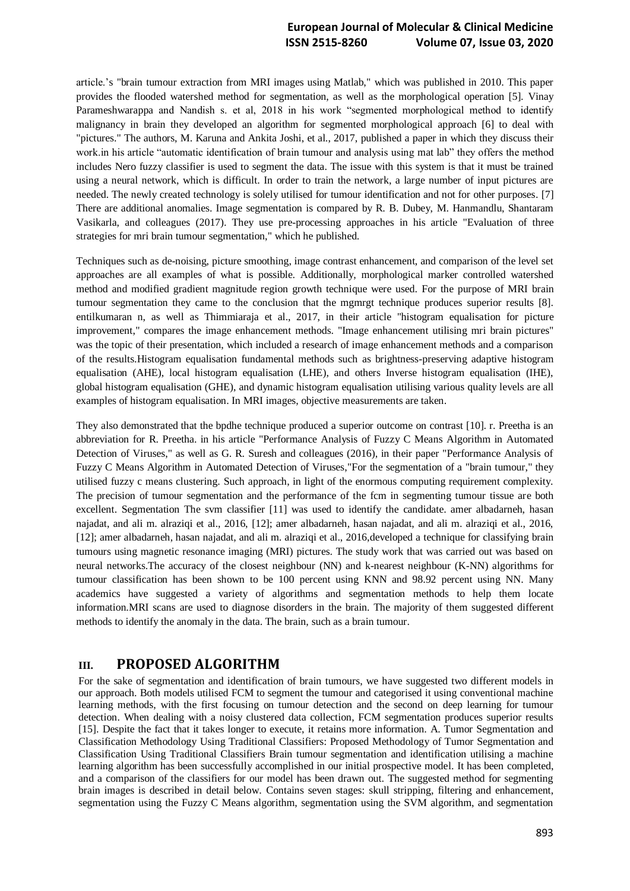article.'s "brain tumour extraction from MRI images using Matlab," which was published in 2010. This paper provides the flooded watershed method for segmentation, as well as the morphological operation [5]. Vinay Parameshwarappa and Nandish s. et al, 2018 in his work "segmented morphological method to identify malignancy in brain they developed an algorithm for segmented morphological approach [6] to deal with "pictures." The authors, M. Karuna and Ankita Joshi, et al., 2017, published a paper in which they discuss their work.in his article "automatic identification of brain tumour and analysis using mat lab" they offers the method includes Nero fuzzy classifier is used to segment the data. The issue with this system is that it must be trained using a neural network, which is difficult. In order to train the network, a large number of input pictures are needed. The newly created technology is solely utilised for tumour identification and not for other purposes. [7] There are additional anomalies. Image segmentation is compared by R. B. Dubey, M. Hanmandlu, Shantaram Vasikarla, and colleagues (2017). They use pre-processing approaches in his article "Evaluation of three strategies for mri brain tumour segmentation," which he published.

Techniques such as de-noising, picture smoothing, image contrast enhancement, and comparison of the level set approaches are all examples of what is possible. Additionally, morphological marker controlled watershed method and modified gradient magnitude region growth technique were used. For the purpose of MRI brain tumour segmentation they came to the conclusion that the mgmrgt technique produces superior results [8]. entilkumaran n, as well as Thimmiaraja et al., 2017, in their article "histogram equalisation for picture improvement," compares the image enhancement methods. "Image enhancement utilising mri brain pictures" was the topic of their presentation, which included a research of image enhancement methods and a comparison of the results.Histogram equalisation fundamental methods such as brightness-preserving adaptive histogram equalisation (AHE), local histogram equalisation (LHE), and others Inverse histogram equalisation (IHE), global histogram equalisation (GHE), and dynamic histogram equalisation utilising various quality levels are all examples of histogram equalisation. In MRI images, objective measurements are taken.

They also demonstrated that the bpdhe technique produced a superior outcome on contrast [10]. r. Preetha is an abbreviation for R. Preetha. in his article "Performance Analysis of Fuzzy C Means Algorithm in Automated Detection of Viruses," as well as G. R. Suresh and colleagues (2016), in their paper "Performance Analysis of Fuzzy C Means Algorithm in Automated Detection of Viruses,"For the segmentation of a "brain tumour," they utilised fuzzy c means clustering. Such approach, in light of the enormous computing requirement complexity. The precision of tumour segmentation and the performance of the fcm in segmenting tumour tissue are both excellent. Segmentation The svm classifier [11] was used to identify the candidate. amer albadarneh, hasan najadat, and ali m. alraziqi et al., 2016, [12]; amer albadarneh, hasan najadat, and ali m. alraziqi et al., 2016, [12]; amer albadarneh, hasan najadat, and ali m. alraziqi et al., 2016,developed a technique for classifying brain tumours using magnetic resonance imaging (MRI) pictures. The study work that was carried out was based on neural networks.The accuracy of the closest neighbour (NN) and k-nearest neighbour (K-NN) algorithms for tumour classification has been shown to be 100 percent using KNN and 98.92 percent using NN. Many academics have suggested a variety of algorithms and segmentation methods to help them locate information.MRI scans are used to diagnose disorders in the brain. The majority of them suggested different methods to identify the anomaly in the data. The brain, such as a brain tumour.

## III. PROPOSED ALGORITHM

For the sake of segmentation and identification of brain tumours, we have suggested two different models in our approach. Both models utilised FCM to segment the tumour and categorised it using conventional machine learning methods, with the first focusing on tumour detection and the second on deep learning for tumour detection. When dealing with a noisy clustered data collection, FCM segmentation produces superior results [15]. Despite the fact that it takes longer to execute, it retains more information. A. Tumor Segmentation and Classification Methodology Using Traditional Classifiers: Proposed Methodology of Tumor Segmentation and Classification Using Traditional Classifiers Brain tumour segmentation and identification utilising a machine learning algorithm has been successfully accomplished in our initial prospective model. It has been completed, and a comparison of the classifiers for our model has been drawn out. The suggested method for segmenting brain images is described in detail below. Contains seven stages: skull stripping, filtering and enhancement, segmentation using the Fuzzy C Means algorithm, segmentation using the SVM algorithm, and segmentation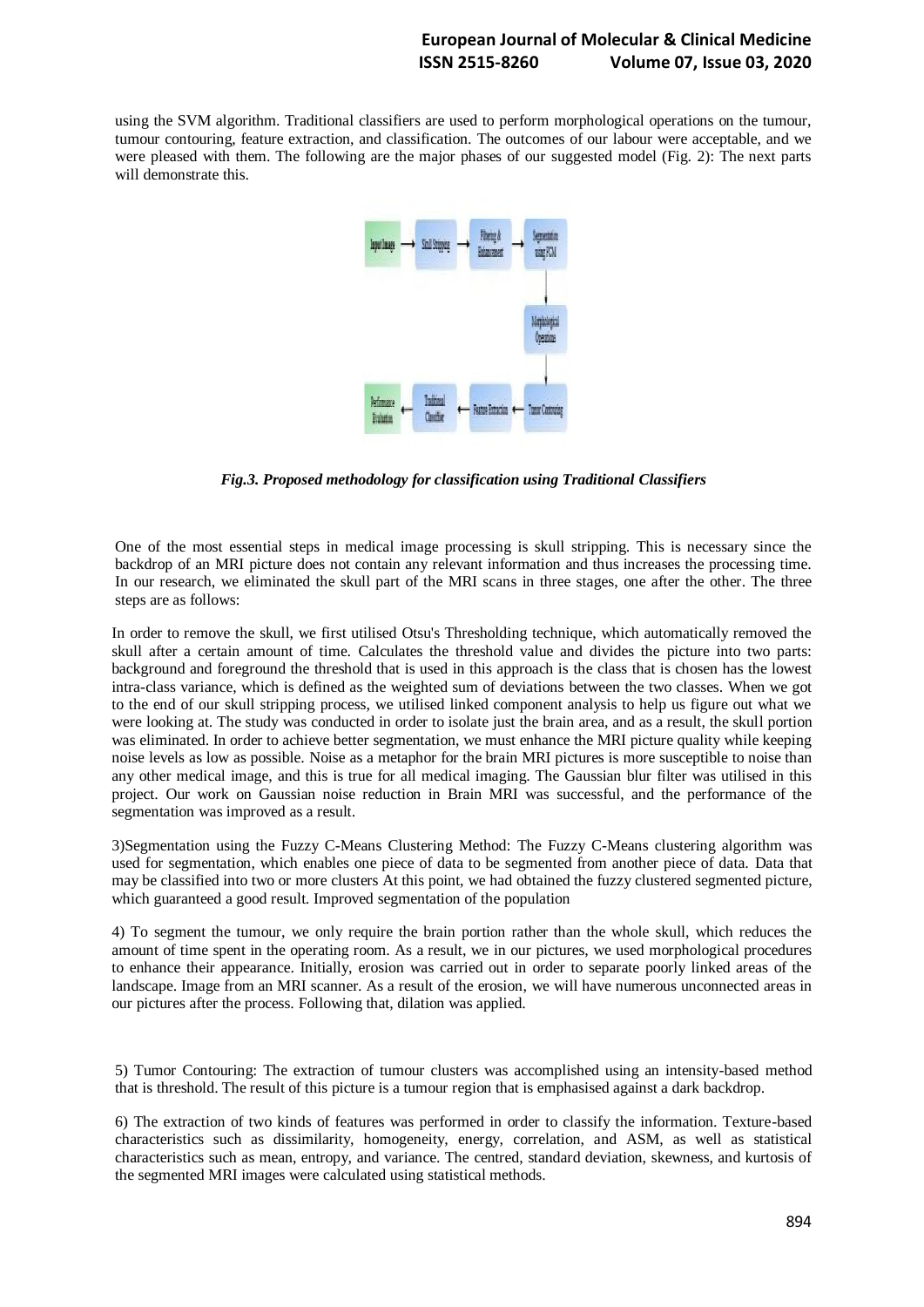using the SVM algorithm. Traditional classifiers are used to perform morphological operations on the tumour, tumour contouring, feature extraction, and classification. The outcomes of our labour were acceptable, and we were pleased with them. The following are the major phases of our suggested model (Fig. 2): The next parts will demonstrate this.

***Fig.3. Proposed methodology for classification using Traditional Classifiers***

One of the most essential steps in medical image processing is skull stripping. This is necessary since the backdrop of an MRI picture does not contain any relevant information and thus increases the processing time. In our research, we eliminated the skull part of the MRI scans in three stages, one after the other. The three steps are as follows:

In order to remove the skull, we first utilised Otsu's Thresholding technique, which automatically removed the skull after a certain amount of time. Calculates the threshold value and divides the picture into two parts: background and foreground the threshold that is used in this approach is the class that is chosen has the lowest intra-class variance, which is defined as the weighted sum of deviations between the two classes. When we got to the end of our skull stripping process, we utilised linked component analysis to help us figure out what we were looking at. The study was conducted in order to isolate just the brain area, and as a result, the skull portion was eliminated. In order to achieve better segmentation, we must enhance the MRI picture quality while keeping noise levels as low as possible. Noise as a metaphor for the brain MRI pictures is more susceptible to noise than any other medical image, and this is true for all medical imaging. The Gaussian blur filter was utilised in this project. Our work on Gaussian noise reduction in Brain MRI was successful, and the performance of the segmentation was improved as a result.

3)Segmentation using the Fuzzy C-Means Clustering Method: The Fuzzy C-Means clustering algorithm was used for segmentation, which enables one piece of data to be segmented from another piece of data. Data that may be classified into two or more clusters At this point, we had obtained the fuzzy clustered segmented picture, which guaranteed a good result. Improved segmentation of the population

4) To segment the tumour, we only require the brain portion rather than the whole skull, which reduces the amount of time spent in the operating room. As a result, we in our pictures, we used morphological procedures to enhance their appearance. Initially, erosion was carried out in order to separate poorly linked areas of the landscape. Image from an MRI scanner. As a result of the erosion, we will have numerous unconnected areas in our pictures after the process. Following that, dilation was applied.

5) Tumor Contouring: The extraction of tumour clusters was accomplished using an intensity-based method that is threshold. The result of this picture is a tumour region that is emphasised against a dark backdrop.

6) The extraction of two kinds of features was performed in order to classify the information. Texture-based characteristics such as dissimilarity, homogeneity, energy, correlation, and ASM, as well as statistical characteristics such as mean, entropy, and variance. The centred, standard deviation, skewness, and kurtosis of the segmented MRI images were calculated using statistical methods.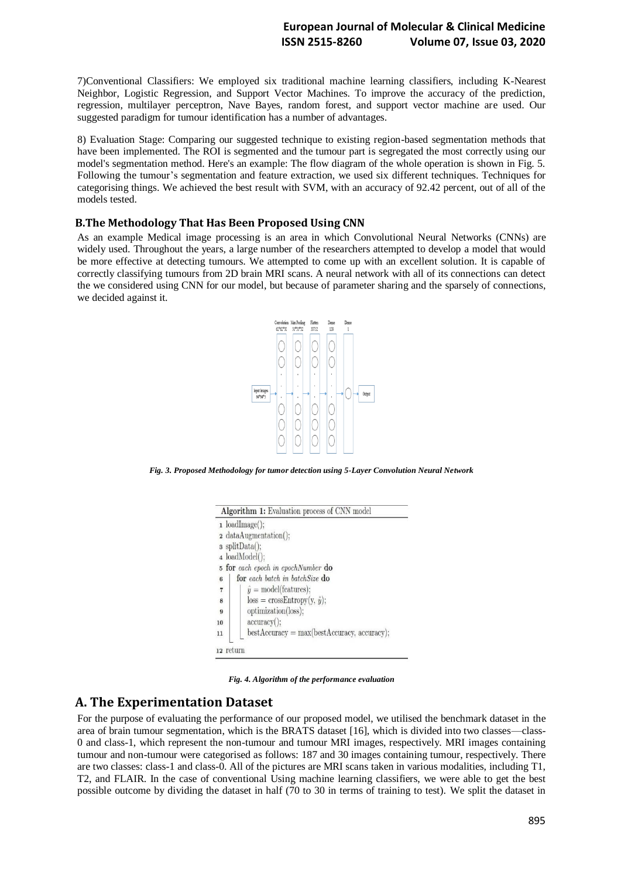7)Conventional Classifiers: We employed six traditional machine learning classifiers, including K-Nearest Neighbor, Logistic Regression, and Support Vector Machines. To improve the accuracy of the prediction, regression, multilayer perceptron, Nave Bayes, random forest, and support vector machine are used. Our suggested paradigm for tumour identification has a number of advantages.

8) Evaluation Stage: Comparing our suggested technique to existing region-based segmentation methods that have been implemented. The ROI is segmented and the tumour part is segregated the most correctly using our model's segmentation method. Here's an example: The flow diagram of the whole operation is shown in Fig. 5. Following the tumour's segmentation and feature extraction, we used six different techniques. Techniques for categorising things. We achieved the best result with SVM, with an accuracy of 92.42 percent, out of all of the models tested.

### B.The Methodology That Has Been Proposed Using CNN

As an example Medical image processing is an area in which Convolutional Neural Networks (CNNs) are widely used. Throughout the years, a large number of the researchers attempted to develop a model that would be more effective at detecting tumours. We attempted to come up with an excellent solution. It is capable of correctly classifying tumours from 2D brain MRI scans. A neural network with all of its connections can detect the we considered using CNN for our model, but because of parameter sharing and the sparsely of connections, we decided against it.

*Fig. 3. Proposed Methodology for tumor detection using 5-Layer Convolution Neural Network*

**Algorithm 1:** Evaluation process of CNN model

```
1  loadImage();
2  dataAugmentation();
3  splitData();
4  loadModel();
5  for each epoch in epochNumber do
6      for each batch in batchSize do
7          ŷ = model(features);
8          loss = crossEntropy(y, ŷ);
9          optimization(loss);
10         accuracy();
11         bestAccuracy = max(bestAccuracy, accuracy);
12 return
```

*Fig. 4. Algorithm of the performance evaluation*

## A. The Experimentation Dataset

For the purpose of evaluating the performance of our proposed model, we utilised the benchmark dataset in the area of brain tumour segmentation, which is the BRATS dataset [16], which is divided into two classes—class-0 and class-1, which represent the non-tumour and tumour MRI images, respectively. MRI images containing tumour and non-tumour were categorised as follows: 187 and 30 images containing tumour, respectively. There are two classes: class-1 and class-0. All of the pictures are MRI scans taken in various modalities, including T1, T2, and FLAIR. In the case of conventional Using machine learning classifiers, we were able to get the best possible outcome by dividing the dataset in half (70 to 30 in terms of training to test). We split the dataset in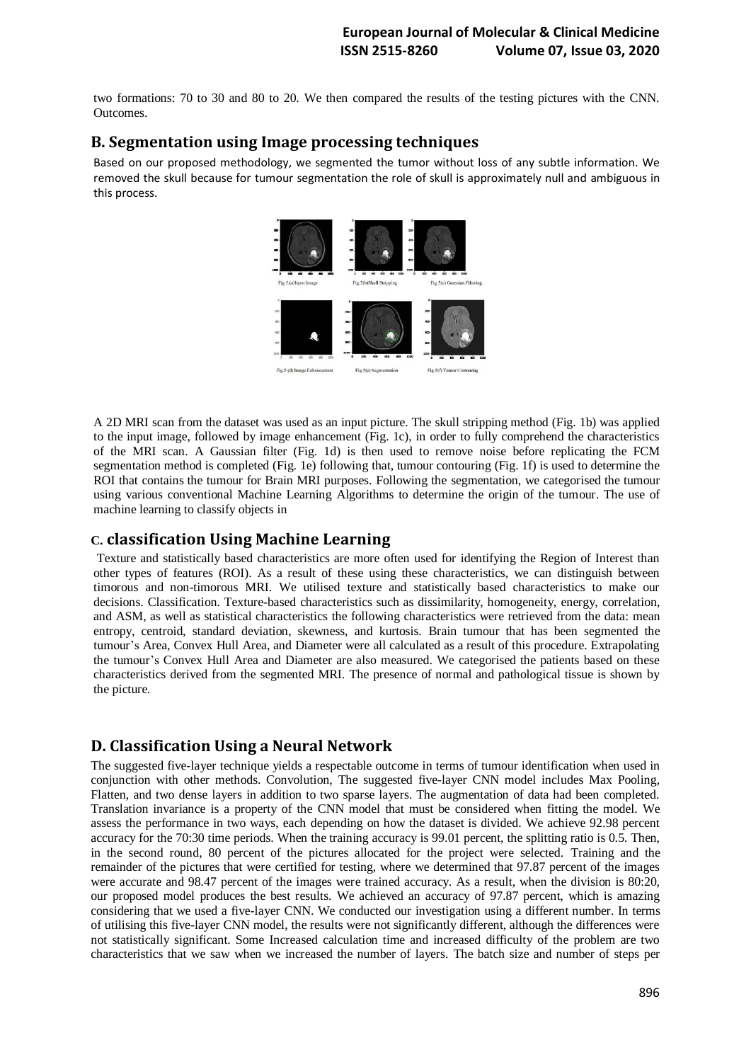two formations: 70 to 30 and 80 to 20. We then compared the results of the testing pictures with the CNN. Outcomes.

## B. Segmentation using Image processing techniques

Based on our proposed methodology, we segmented the tumor without loss of any subtle information. We removed the skull because for tumour segmentation the role of skull is approximately null and ambiguous in this process.

Fig.5(a)Input Image Fig.5(b)Skull Stripping Fig.5(c) Gaussian Filtering

Fig.5 (d) Image Enhancement Fig.5(e) Segmentation Fig.5(f) Tumor Contouring

A 2D MRI scan from the dataset was used as an input picture. The skull stripping method (Fig. 1b) was applied to the input image, followed by image enhancement (Fig. 1c), in order to fully comprehend the characteristics of the MRI scan. A Gaussian filter (Fig. 1d) is then used to remove noise before replicating the FCM segmentation method is completed (Fig. 1e) following that, tumour contouring (Fig. 1f) is used to determine the ROI that contains the tumour for Brain MRI purposes. Following the segmentation, we categorised the tumour using various conventional Machine Learning Algorithms to determine the origin of the tumour. The use of machine learning to classify objects in

## C. classification Using Machine Learning

Texture and statistically based characteristics are more often used for identifying the Region of Interest than other types of features (ROI). As a result of these using these characteristics, we can distinguish between timorous and non-timorous MRI. We utilised texture and statistically based characteristics to make our decisions. Classification. Texture-based characteristics such as dissimilarity, homogeneity, energy, correlation, and ASM, as well as statistical characteristics the following characteristics were retrieved from the data: mean entropy, centroid, standard deviation, skewness, and kurtosis. Brain tumour that has been segmented the tumour's Area, Convex Hull Area, and Diameter were all calculated as a result of this procedure. Extrapolating the tumour's Convex Hull Area and Diameter are also measured. We categorised the patients based on these characteristics derived from the segmented MRI. The presence of normal and pathological tissue is shown by the picture.

## D. Classification Using a Neural Network

The suggested five-layer technique yields a respectable outcome in terms of tumour identification when used in conjunction with other methods. Convolution, The suggested five-layer CNN model includes Max Pooling, Flatten, and two dense layers in addition to two sparse layers. The augmentation of data had been completed. Translation invariance is a property of the CNN model that must be considered when fitting the model. We assess the performance in two ways, each depending on how the dataset is divided. We achieve 92.98 percent accuracy for the 70:30 time periods. When the training accuracy is 99.01 percent, the splitting ratio is 0.5. Then, in the second round, 80 percent of the pictures allocated for the project were selected. Training and the remainder of the pictures that were certified for testing, where we determined that 97.87 percent of the images were accurate and 98.47 percent of the images were trained accuracy. As a result, when the division is 80:20, our proposed model produces the best results. We achieved an accuracy of 97.87 percent, which is amazing considering that we used a five-layer CNN. We conducted our investigation using a different number. In terms of utilising this five-layer CNN model, the results were not significantly different, although the differences were not statistically significant. Some Increased calculation time and increased difficulty of the problem are two characteristics that we saw when we increased the number of layers. The batch size and number of steps per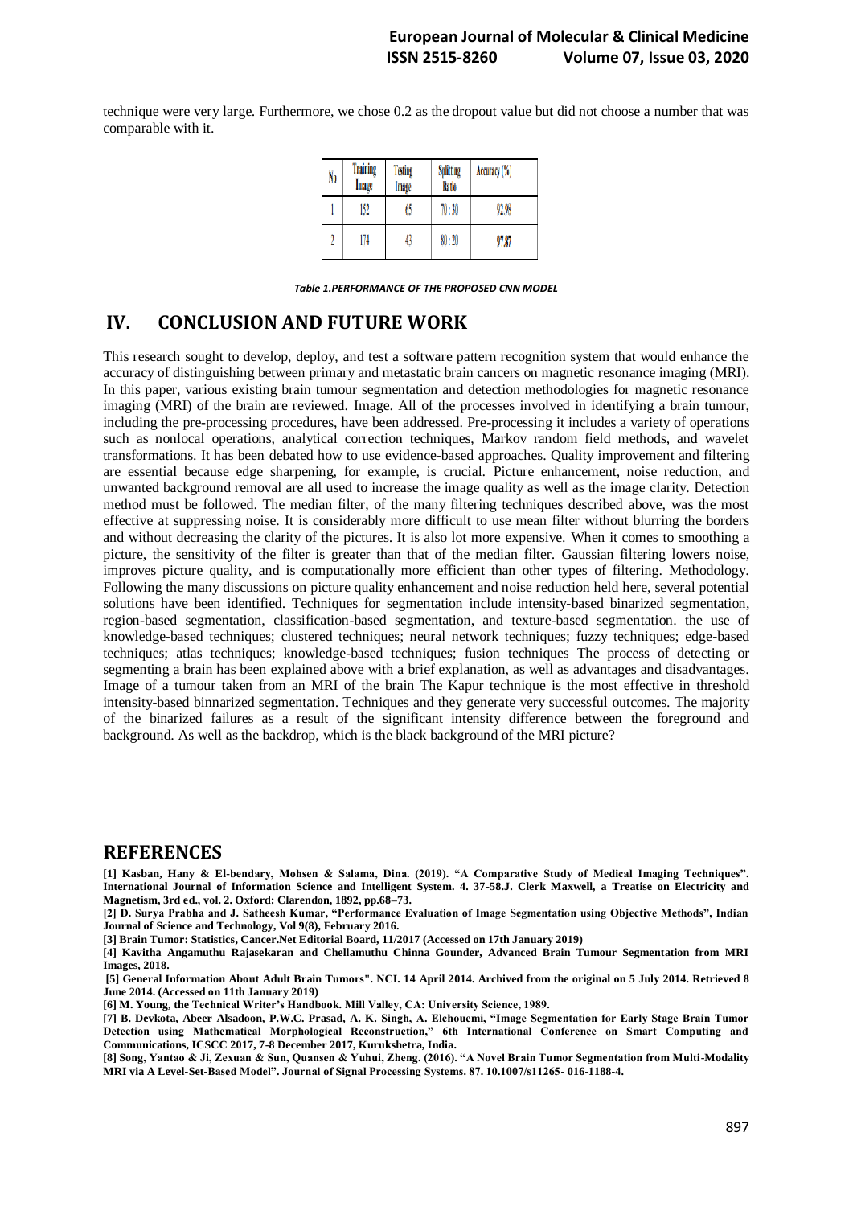technique were very large. Furthermore, we chose 0.2 as the dropout value but did not choose a number that was comparable with it.

| No | Training Image | Testing Image | Splitting Ratio | Accuracy (%) |
|---|---|---|---|---|
| 1 | 152 | 65 | 70 : 30 | 92.98 |
| 2 | 174 | 43 | 80 : 20 | **97.87** |

*Table 1.PERFORMANCE OF THE PROPOSED CNN MODEL*

## IV. CONCLUSION AND FUTURE WORK

This research sought to develop, deploy, and test a software pattern recognition system that would enhance the accuracy of distinguishing between primary and metastatic brain cancers on magnetic resonance imaging (MRI). In this paper, various existing brain tumour segmentation and detection methodologies for magnetic resonance imaging (MRI) of the brain are reviewed. Image. All of the processes involved in identifying a brain tumour, including the pre-processing procedures, have been addressed. Pre-processing it includes a variety of operations such as nonlocal operations, analytical correction techniques, Markov random field methods, and wavelet transformations. It has been debated how to use evidence-based approaches. Quality improvement and filtering are essential because edge sharpening, for example, is crucial. Picture enhancement, noise reduction, and unwanted background removal are all used to increase the image quality as well as the image clarity. Detection method must be followed. The median filter, of the many filtering techniques described above, was the most effective at suppressing noise. It is considerably more difficult to use mean filter without blurring the borders and without decreasing the clarity of the pictures. It is also lot more expensive. When it comes to smoothing a picture, the sensitivity of the filter is greater than that of the median filter. Gaussian filtering lowers noise, improves picture quality, and is computationally more efficient than other types of filtering. Methodology. Following the many discussions on picture quality enhancement and noise reduction held here, several potential solutions have been identified. Techniques for segmentation include intensity-based binarized segmentation, region-based segmentation, classification-based segmentation, and texture-based segmentation. the use of knowledge-based techniques; clustered techniques; neural network techniques; fuzzy techniques; edge-based techniques; atlas techniques; knowledge-based techniques; fusion techniques The process of detecting or segmenting a brain has been explained above with a brief explanation, as well as advantages and disadvantages. Image of a tumour taken from an MRI of the brain The Kapur technique is the most effective in threshold intensity-based binnarized segmentation. Techniques and they generate very successful outcomes. The majority of the binarized failures as a result of the significant intensity difference between the foreground and background. As well as the backdrop, which is the black background of the MRI picture?

## REFERENCES

**[1] Kasban, Hany & El-bendary, Mohsen & Salama, Dina. (2019). "A Comparative Study of Medical Imaging Techniques". International Journal of Information Science and Intelligent System. 4. 37-58.J. Clerk Maxwell, a Treatise on Electricity and Magnetism, 3rd ed., vol. 2. Oxford: Clarendon, 1892, pp.68–73.**

**[2] D. Surya Prabha and J. Satheesh Kumar, "Performance Evaluation of Image Segmentation using Objective Methods", Indian Journal of Science and Technology, Vol 9(8), February 2016.**

**[3] Brain Tumor: Statistics, Cancer.Net Editorial Board, 11/2017 (Accessed on 17th January 2019)**

**[4] Kavitha Angamuthu Rajasekaran and Chellamuthu Chinna Gounder, Advanced Brain Tumour Segmentation from MRI Images, 2018.**

**[5] General Information About Adult Brain Tumors". NCI. 14 April 2014. Archived from the original on 5 July 2014. Retrieved 8 June 2014. (Accessed on 11th January 2019)**

**[6] M. Young, the Technical Writer's Handbook. Mill Valley, CA: University Science, 1989.**

**[7] B. Devkota, Abeer Alsadoon, P.W.C. Prasad, A. K. Singh, A. Elchouemi, "Image Segmentation for Early Stage Brain Tumor Detection using Mathematical Morphological Reconstruction," 6th International Conference on Smart Computing and Communications, ICSCC 2017, 7-8 December 2017, Kurukshetra, India.**

**[8] Song, Yantao & Ji, Zexuan & Sun, Quansen & Yuhui, Zheng. (2016). "A Novel Brain Tumor Segmentation from Multi-Modality MRI via A Level-Set-Based Model". Journal of Signal Processing Systems. 87. 10.1007/s11265- 016-1188-4.**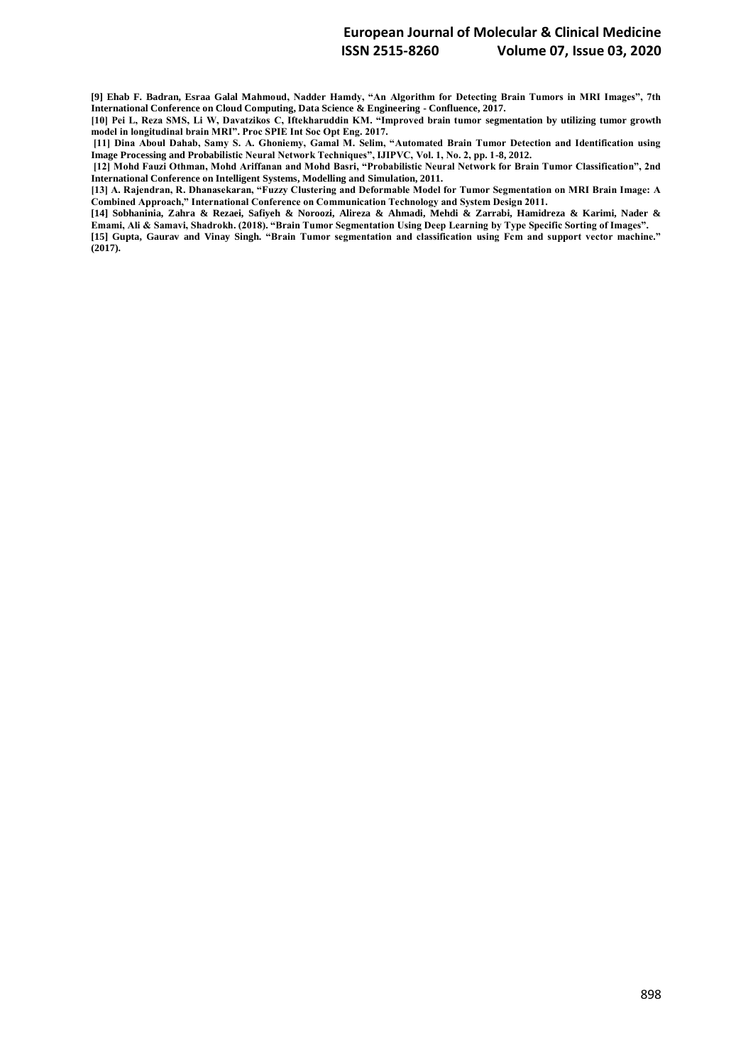**[9] Ehab F. Badran, Esraa Galal Mahmoud, Nadder Hamdy, "An Algorithm for Detecting Brain Tumors in MRI Images", 7th International Conference on Cloud Computing, Data Science & Engineering - Confluence, 2017.**

**[10] Pei L, Reza SMS, Li W, Davatzikos C, Iftekharuddin KM. "Improved brain tumor segmentation by utilizing tumor growth model in longitudinal brain MRI". Proc SPIE Int Soc Opt Eng. 2017.**

**[11] Dina Aboul Dahab, Samy S. A. Ghoniemy, Gamal M. Selim, "Automated Brain Tumor Detection and Identification using Image Processing and Probabilistic Neural Network Techniques", IJIPVC, Vol. 1, No. 2, pp. 1-8, 2012.**

**[12] Mohd Fauzi Othman, Mohd Ariffanan and Mohd Basri, "Probabilistic Neural Network for Brain Tumor Classification", 2nd International Conference on Intelligent Systems, Modelling and Simulation, 2011.**

**[13] A. Rajendran, R. Dhanasekaran, "Fuzzy Clustering and Deformable Model for Tumor Segmentation on MRI Brain Image: A Combined Approach," International Conference on Communication Technology and System Design 2011.**

**[14] Sobhaninia, Zahra & Rezaei, Safiyeh & Noroozi, Alireza & Ahmadi, Mehdi & Zarrabi, Hamidreza & Karimi, Nader & Emami, Ali & Samavi, Shadrokh. (2018). "Brain Tumor Segmentation Using Deep Learning by Type Specific Sorting of Images".**

**[15] Gupta, Gaurav and Vinay Singh. "Brain Tumor segmentation and classification using Fcm and support vector machine." (2017).**